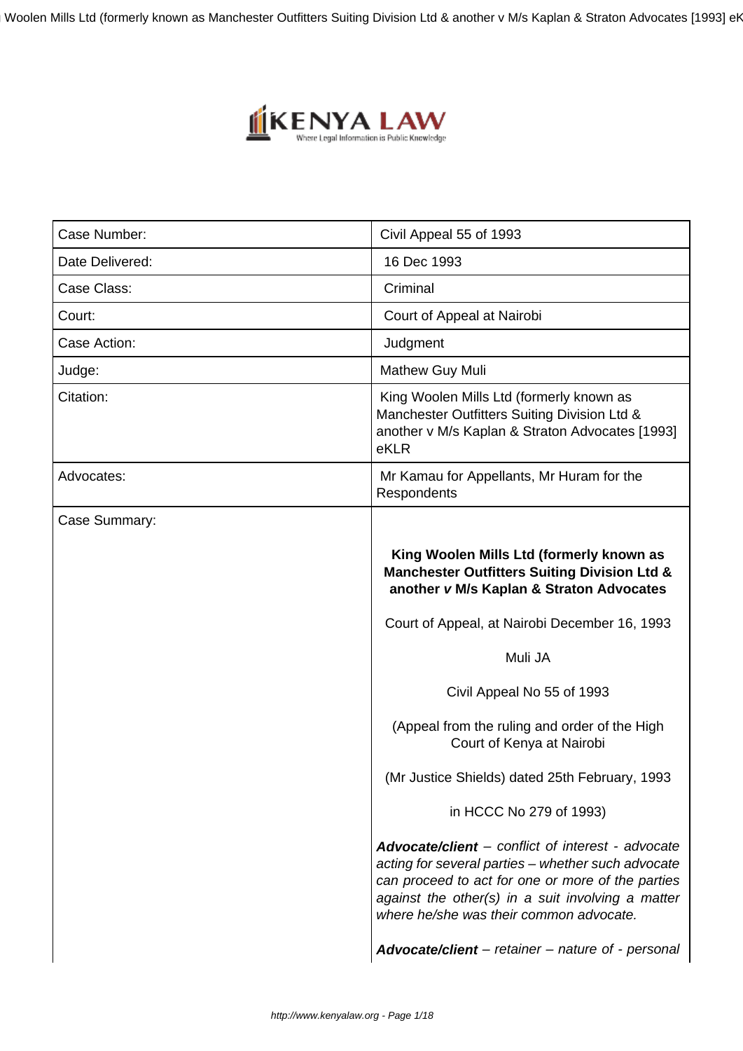| | |
|---|---|
| Case Number: | Civil Appeal 55 of 1993 |
| Date Delivered: | 16 Dec 1993 |
| Case Class: | Criminal |
| Court: | Court of Appeal at Nairobi |
| Case Action: | Judgment |
| Judge: | Mathew Guy Muli |
| Citation: | King Woolen Mills Ltd (formerly known as Manchester Outfitters Suiting Division Ltd & another v M/s Kaplan & Straton Advocates [1993] eKLR |
| Advocates: | Mr Kamau for Appellants, Mr Huram for the Respondents |
| Case Summary: | **King Woolen Mills Ltd (formerly known as Manchester Outfitters Suiting Division Ltd & another *v* M/s Kaplan & Straton Advocates**<br><br>Court of Appeal, at Nairobi December 16, 1993<br><br>Muli JA<br><br>Civil Appeal No 55 of 1993<br><br>(Appeal from the ruling and order of the High Court of Kenya at Nairobi<br><br>(Mr Justice Shields) dated 25th February, 1993<br><br>in HCCC No 279 of 1993)<br><br>***Advocate/client*** *– conflict of interest - advocate acting for several parties – whether such advocate can proceed to act for one or more of the parties against the other(s) in a suit involving a matter where he/she was their common advocate.*<br><br>***Advocate/client*** *– retainer – nature of - personal* |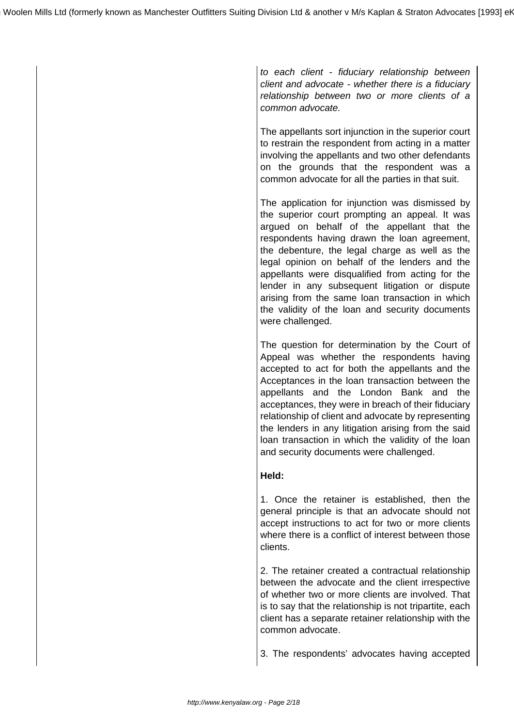*to each client - fiduciary relationship between client and advocate - whether there is a fiduciary relationship between two or more clients of a common advocate.*

The appellants sort injunction in the superior court to restrain the respondent from acting in a matter involving the appellants and two other defendants on the grounds that the respondent was a common advocate for all the parties in that suit.

The application for injunction was dismissed by the superior court prompting an appeal. It was argued on behalf of the appellant that the respondents having drawn the loan agreement, the debenture, the legal charge as well as the legal opinion on behalf of the lenders and the appellants were disqualified from acting for the lender in any subsequent litigation or dispute arising from the same loan transaction in which the validity of the loan and security documents were challenged.

The question for determination by the Court of Appeal was whether the respondents having accepted to act for both the appellants and the Acceptances in the loan transaction between the appellants and the London Bank and the acceptances, they were in breach of their fiduciary relationship of client and advocate by representing the lenders in any litigation arising from the said loan transaction in which the validity of the loan and security documents were challenged.

**Held:**

1. Once the retainer is established, then the general principle is that an advocate should not accept instructions to act for two or more clients where there is a conflict of interest between those clients.

2. The retainer created a contractual relationship between the advocate and the client irrespective of whether two or more clients are involved. That is to say that the relationship is not tripartite, each client has a separate retainer relationship with the common advocate.

3. The respondents' advocates having accepted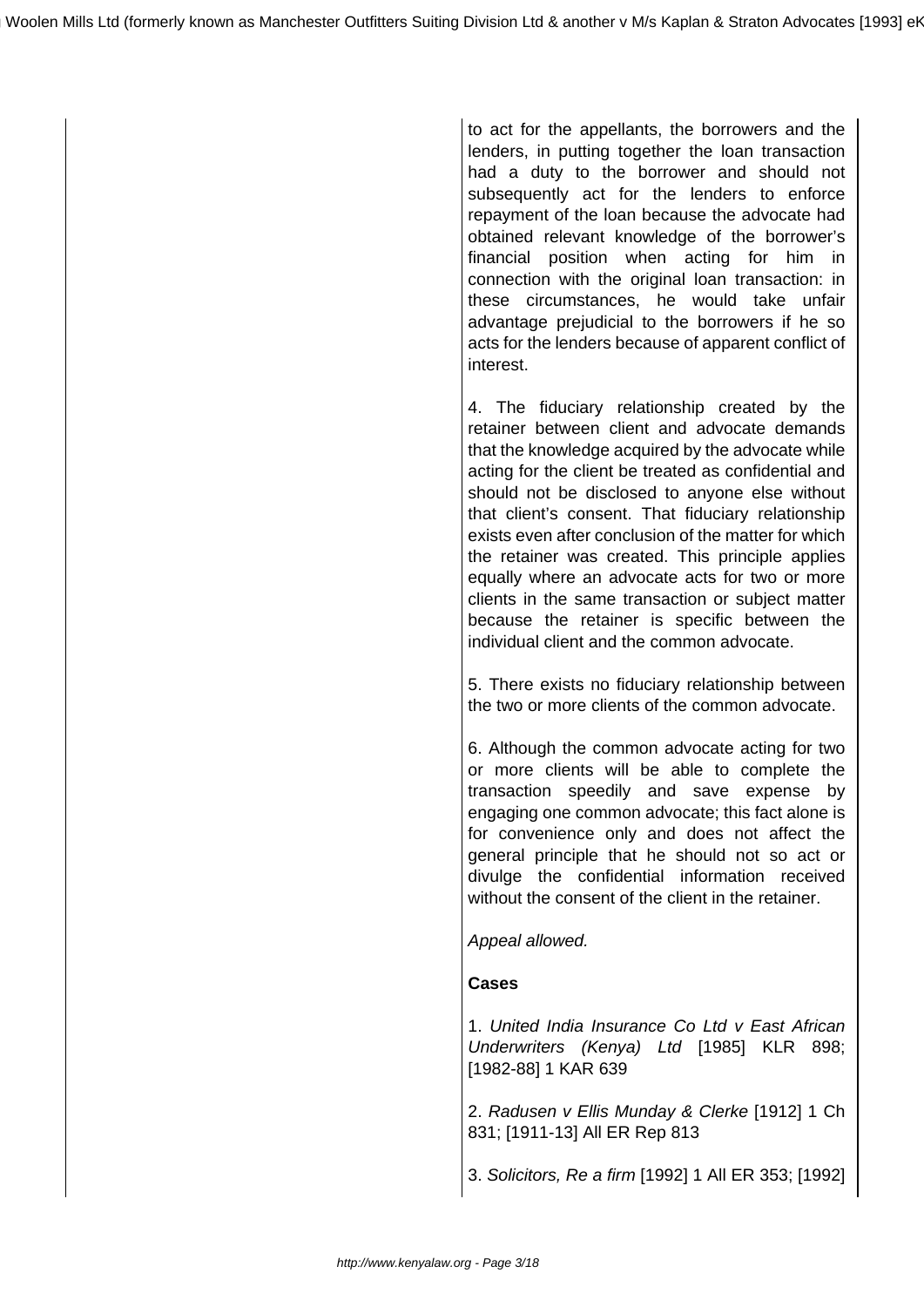to act for the appellants, the borrowers and the lenders, in putting together the loan transaction had a duty to the borrower and should not subsequently act for the lenders to enforce repayment of the loan because the advocate had obtained relevant knowledge of the borrower's financial position when acting for him in connection with the original loan transaction: in these circumstances, he would take unfair advantage prejudicial to the borrowers if he so acts for the lenders because of apparent conflict of interest.

4. The fiduciary relationship created by the retainer between client and advocate demands that the knowledge acquired by the advocate while acting for the client be treated as confidential and should not be disclosed to anyone else without that client's consent. That fiduciary relationship exists even after conclusion of the matter for which the retainer was created. This principle applies equally where an advocate acts for two or more clients in the same transaction or subject matter because the retainer is specific between the individual client and the common advocate.

5. There exists no fiduciary relationship between the two or more clients of the common advocate.

6. Although the common advocate acting for two or more clients will be able to complete the transaction speedily and save expense by engaging one common advocate; this fact alone is for convenience only and does not affect the general principle that he should not so act or divulge the confidential information received without the consent of the client in the retainer.

*Appeal allowed.*

**Cases**

1. *United India Insurance Co Ltd v East African Underwriters (Kenya) Ltd* [1985] KLR 898; [1982-88] 1 KAR 639

2. *Radusen v Ellis Munday & Clerke* [1912] 1 Ch 831; [1911-13] All ER Rep 813

3. *Solicitors, Re a firm* [1992] 1 All ER 353; [1992]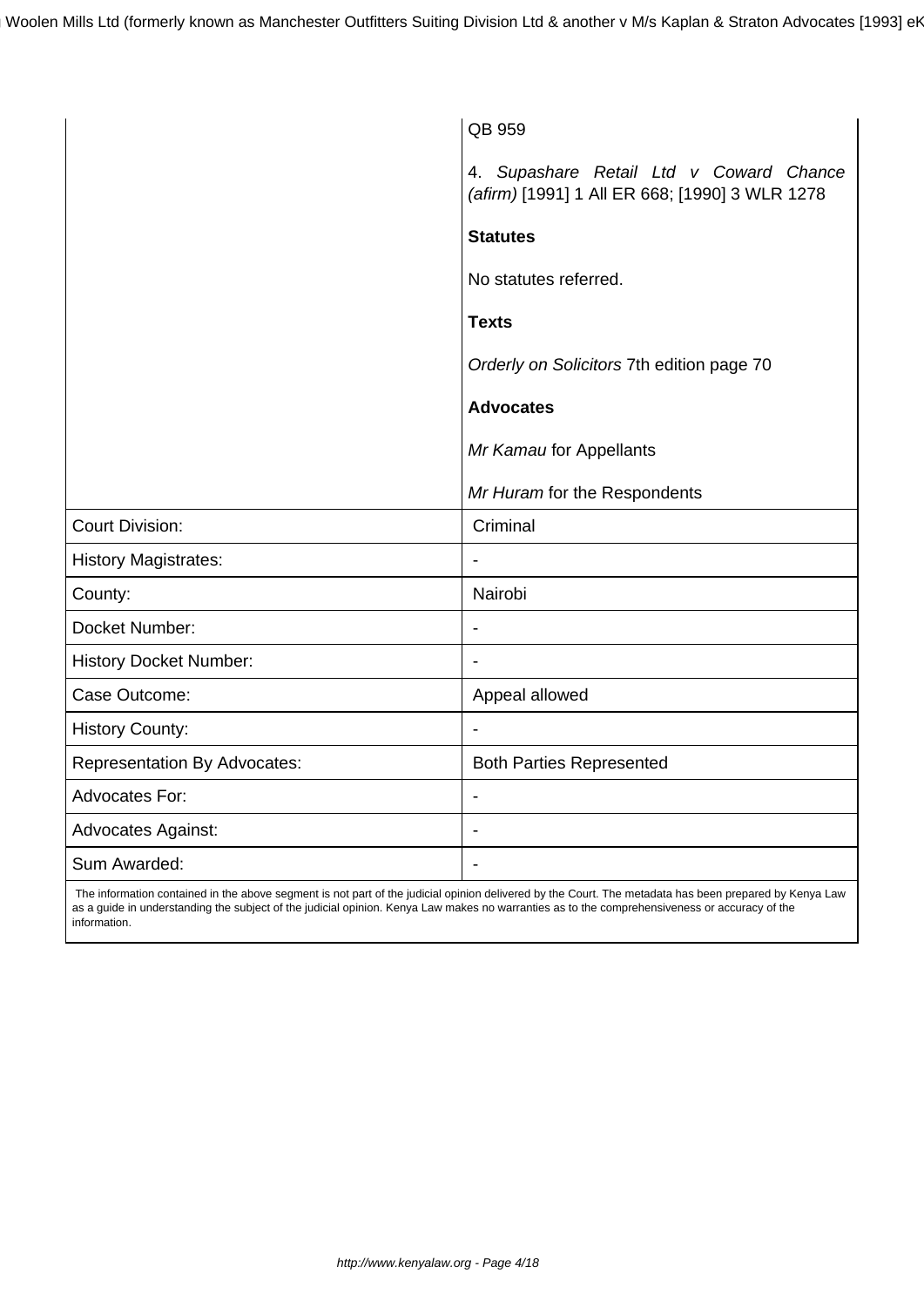| | |
|---|---|
| | QB 959<br><br>4. *Supashare Retail Ltd v Coward Chance (afirm)* [1991] 1 All ER 668; [1990] 3 WLR 1278<br><br>**Statutes**<br><br>No statutes referred.<br><br>**Texts**<br><br>*Orderly on Solicitors* 7th edition page 70<br><br>**Advocates**<br><br>*Mr Kamau* for Appellants<br><br>*Mr Huram* for the Respondents |
| Court Division: | Criminal |
| History Magistrates: | - |
| County: | Nairobi |
| Docket Number: | - |
| History Docket Number: | - |
| Case Outcome: | Appeal allowed |
| History County: | - |
| Representation By Advocates: | Both Parties Represented |
| Advocates For: | - |
| Advocates Against: | - |
| Sum Awarded: | - |

The information contained in the above segment is not part of the judicial opinion delivered by the Court. The metadata has been prepared by Kenya Law as a guide in understanding the subject of the judicial opinion. Kenya Law makes no warranties as to the comprehensiveness or accuracy of the information.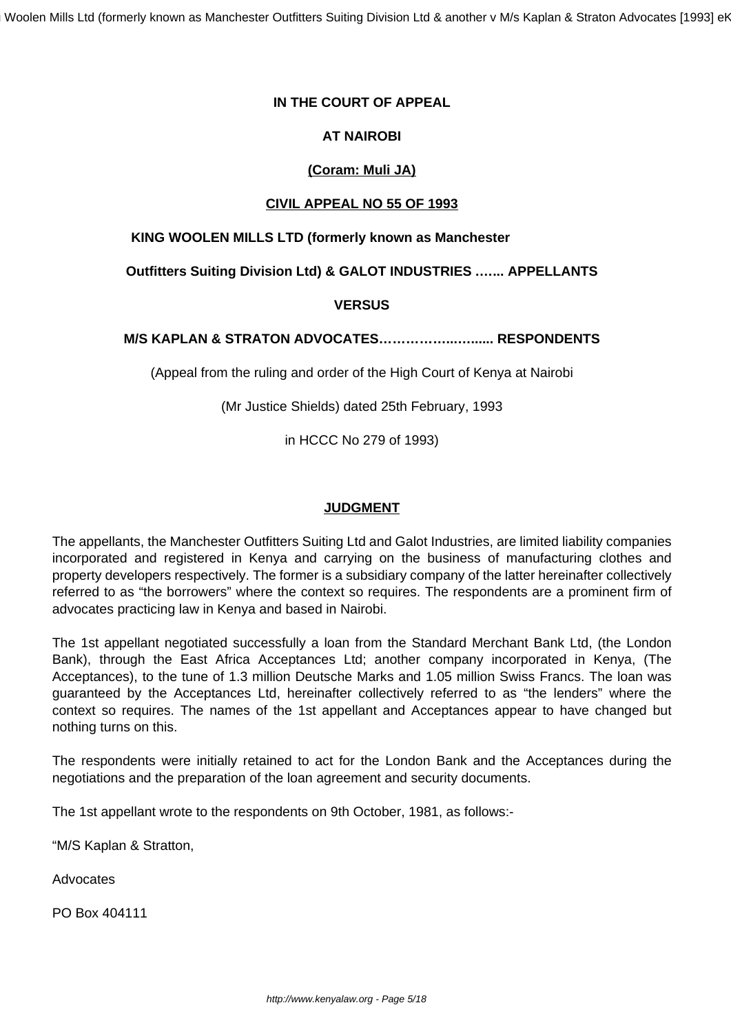**IN THE COURT OF APPEAL**

**AT NAIROBI**

**(Coram: Muli JA)**

**CIVIL APPEAL NO 55 OF 1993**

**KING WOOLEN MILLS LTD (formerly known as Manchester**

**Outfitters Suiting Division Ltd) & GALOT INDUSTRIES ….... APPELLANTS**

**VERSUS**

**M/S KAPLAN & STRATON ADVOCATES……………..…...... RESPONDENTS**

(Appeal from the ruling and order of the High Court of Kenya at Nairobi

(Mr Justice Shields) dated 25th February, 1993

in HCCC No 279 of 1993)

**JUDGMENT**

The appellants, the Manchester Outfitters Suiting Ltd and Galot Industries, are limited liability companies incorporated and registered in Kenya and carrying on the business of manufacturing clothes and property developers respectively. The former is a subsidiary company of the latter hereinafter collectively referred to as "the borrowers" where the context so requires. The respondents are a prominent firm of advocates practicing law in Kenya and based in Nairobi.

The 1st appellant negotiated successfully a loan from the Standard Merchant Bank Ltd, (the London Bank), through the East Africa Acceptances Ltd; another company incorporated in Kenya, (The Acceptances), to the tune of 1.3 million Deutsche Marks and 1.05 million Swiss Francs. The loan was guaranteed by the Acceptances Ltd, hereinafter collectively referred to as "the lenders" where the context so requires. The names of the 1st appellant and Acceptances appear to have changed but nothing turns on this.

The respondents were initially retained to act for the London Bank and the Acceptances during the negotiations and the preparation of the loan agreement and security documents.

The 1st appellant wrote to the respondents on 9th October, 1981, as follows:-

"M/S Kaplan & Stratton,

Advocates

PO Box 404111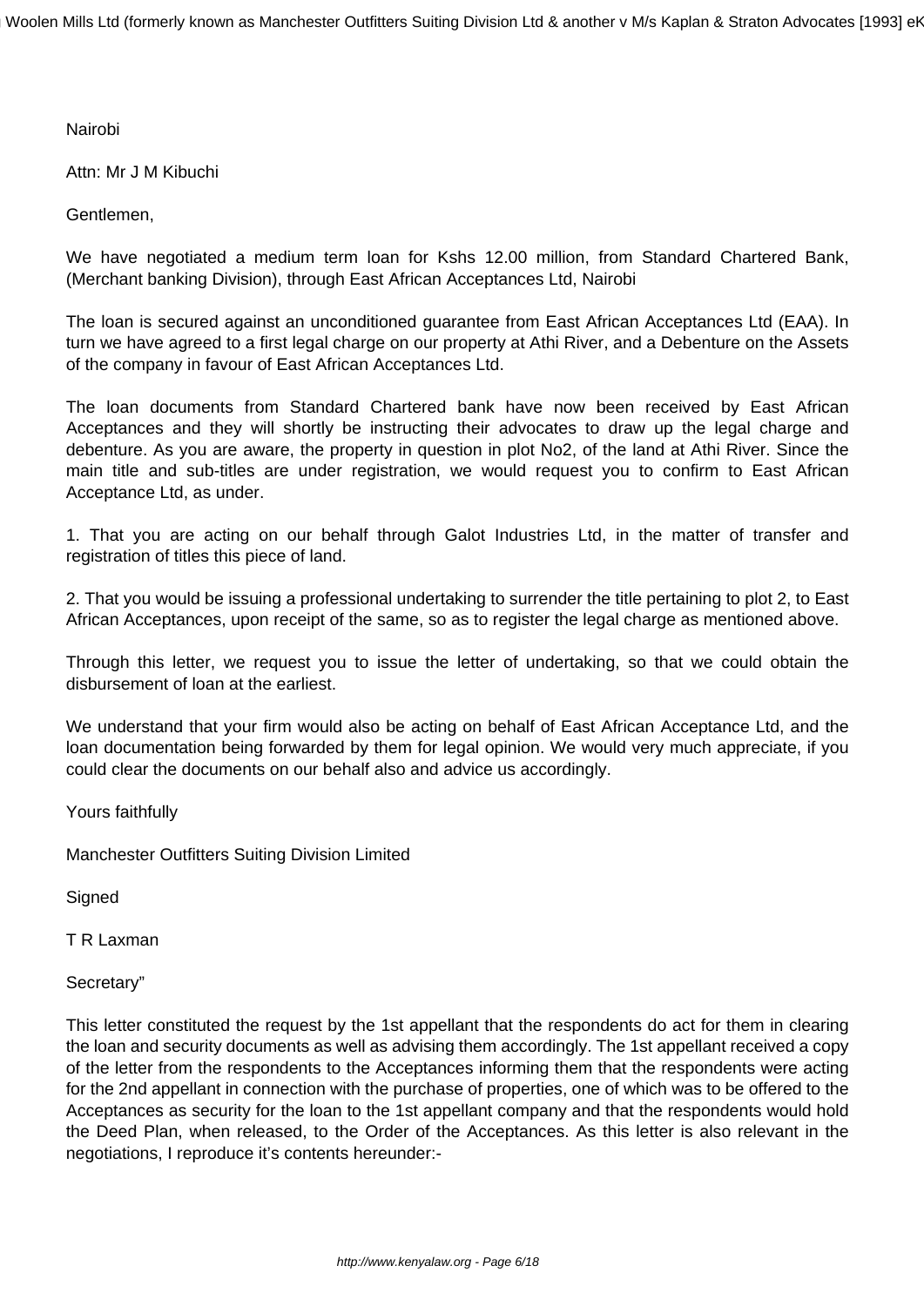Nairobi

Attn: Mr J M Kibuchi

Gentlemen,

We have negotiated a medium term loan for Kshs 12.00 million, from Standard Chartered Bank, (Merchant banking Division), through East African Acceptances Ltd, Nairobi

The loan is secured against an unconditioned guarantee from East African Acceptances Ltd (EAA). In turn we have agreed to a first legal charge on our property at Athi River, and a Debenture on the Assets of the company in favour of East African Acceptances Ltd.

The loan documents from Standard Chartered bank have now been received by East African Acceptances and they will shortly be instructing their advocates to draw up the legal charge and debenture. As you are aware, the property in question in plot No2, of the land at Athi River. Since the main title and sub-titles are under registration, we would request you to confirm to East African Acceptance Ltd, as under.

1. That you are acting on our behalf through Galot Industries Ltd, in the matter of transfer and registration of titles this piece of land.

2. That you would be issuing a professional undertaking to surrender the title pertaining to plot 2, to East African Acceptances, upon receipt of the same, so as to register the legal charge as mentioned above.

Through this letter, we request you to issue the letter of undertaking, so that we could obtain the disbursement of loan at the earliest.

We understand that your firm would also be acting on behalf of East African Acceptance Ltd, and the loan documentation being forwarded by them for legal opinion. We would very much appreciate, if you could clear the documents on our behalf also and advice us accordingly.

Yours faithfully

Manchester Outfitters Suiting Division Limited

Signed

T R Laxman

Secretary"

This letter constituted the request by the 1st appellant that the respondents do act for them in clearing the loan and security documents as well as advising them accordingly. The 1st appellant received a copy of the letter from the respondents to the Acceptances informing them that the respondents were acting for the 2nd appellant in connection with the purchase of properties, one of which was to be offered to the Acceptances as security for the loan to the 1st appellant company and that the respondents would hold the Deed Plan, when released, to the Order of the Acceptances. As this letter is also relevant in the negotiations, I reproduce it's contents hereunder:-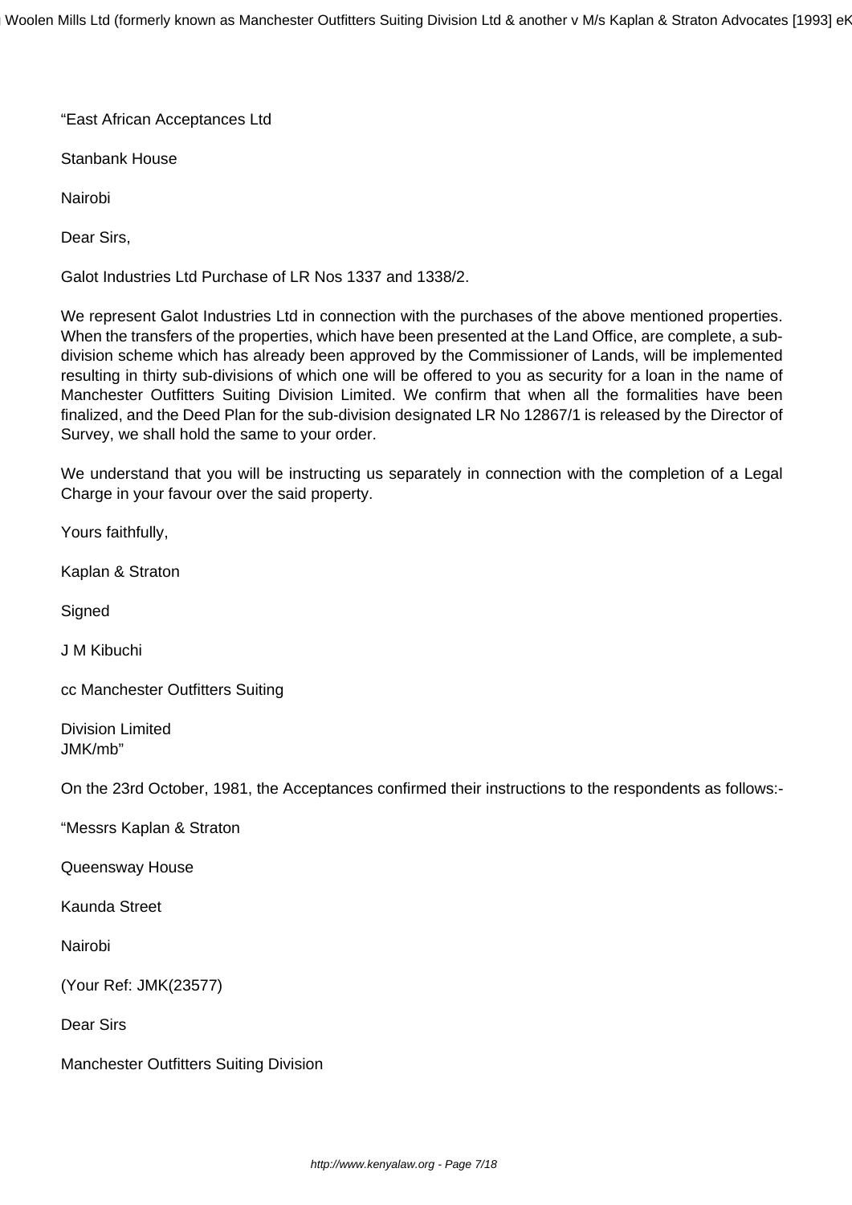"East African Acceptances Ltd

Stanbank House

Nairobi

Dear Sirs,

Galot Industries Ltd Purchase of LR Nos 1337 and 1338/2.

We represent Galot Industries Ltd in connection with the purchases of the above mentioned properties. When the transfers of the properties, which have been presented at the Land Office, are complete, a sub-division scheme which has already been approved by the Commissioner of Lands, will be implemented resulting in thirty sub-divisions of which one will be offered to you as security for a loan in the name of Manchester Outfitters Suiting Division Limited. We confirm that when all the formalities have been finalized, and the Deed Plan for the sub-division designated LR No 12867/1 is released by the Director of Survey, we shall hold the same to your order.

We understand that you will be instructing us separately in connection with the completion of a Legal Charge in your favour over the said property.

Yours faithfully,

Kaplan & Straton

Signed

J M Kibuchi

cc Manchester Outfitters Suiting

Division Limited
JMK/mb"

On the 23rd October, 1981, the Acceptances confirmed their instructions to the respondents as follows:-

"Messrs Kaplan & Straton

Queensway House

Kaunda Street

Nairobi

(Your Ref: JMK(23577)

Dear Sirs

Manchester Outfitters Suiting Division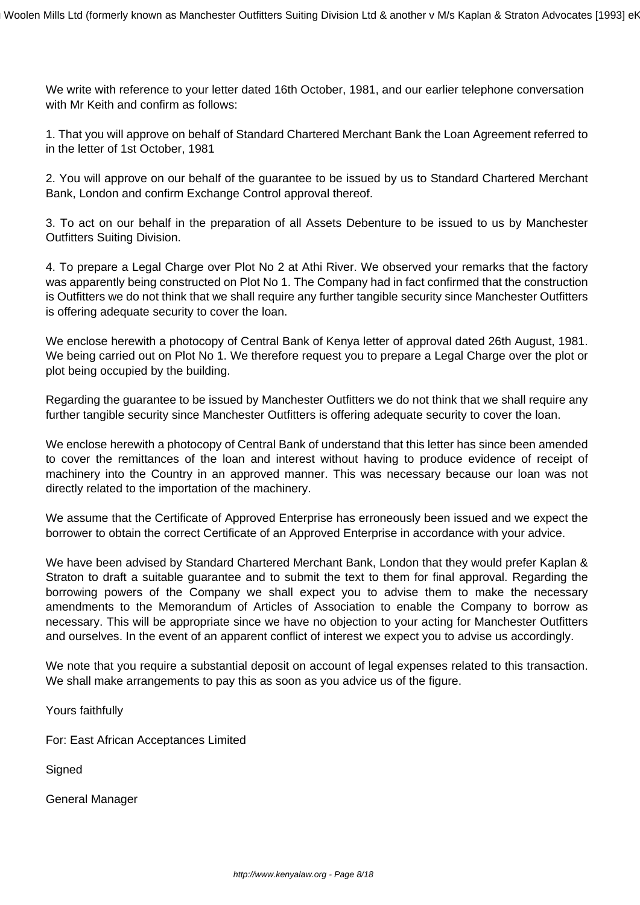We write with reference to your letter dated 16th October, 1981, and our earlier telephone conversation with Mr Keith and confirm as follows:

1. That you will approve on behalf of Standard Chartered Merchant Bank the Loan Agreement referred to in the letter of 1st October, 1981

2. You will approve on our behalf of the guarantee to be issued by us to Standard Chartered Merchant Bank, London and confirm Exchange Control approval thereof.

3. To act on our behalf in the preparation of all Assets Debenture to be issued to us by Manchester Outfitters Suiting Division.

4. To prepare a Legal Charge over Plot No 2 at Athi River. We observed your remarks that the factory was apparently being constructed on Plot No 1. The Company had in fact confirmed that the construction is Outfitters we do not think that we shall require any further tangible security since Manchester Outfitters is offering adequate security to cover the loan.

We enclose herewith a photocopy of Central Bank of Kenya letter of approval dated 26th August, 1981. We being carried out on Plot No 1. We therefore request you to prepare a Legal Charge over the plot or plot being occupied by the building.

Regarding the guarantee to be issued by Manchester Outfitters we do not think that we shall require any further tangible security since Manchester Outfitters is offering adequate security to cover the loan.

We enclose herewith a photocopy of Central Bank of understand that this letter has since been amended to cover the remittances of the loan and interest without having to produce evidence of receipt of machinery into the Country in an approved manner. This was necessary because our loan was not directly related to the importation of the machinery.

We assume that the Certificate of Approved Enterprise has erroneously been issued and we expect the borrower to obtain the correct Certificate of an Approved Enterprise in accordance with your advice.

We have been advised by Standard Chartered Merchant Bank, London that they would prefer Kaplan & Straton to draft a suitable guarantee and to submit the text to them for final approval. Regarding the borrowing powers of the Company we shall expect you to advise them to make the necessary amendments to the Memorandum of Articles of Association to enable the Company to borrow as necessary. This will be appropriate since we have no objection to your acting for Manchester Outfitters and ourselves. In the event of an apparent conflict of interest we expect you to advise us accordingly.

We note that you require a substantial deposit on account of legal expenses related to this transaction. We shall make arrangements to pay this as soon as you advice us of the figure.

Yours faithfully

For: East African Acceptances Limited

Signed

General Manager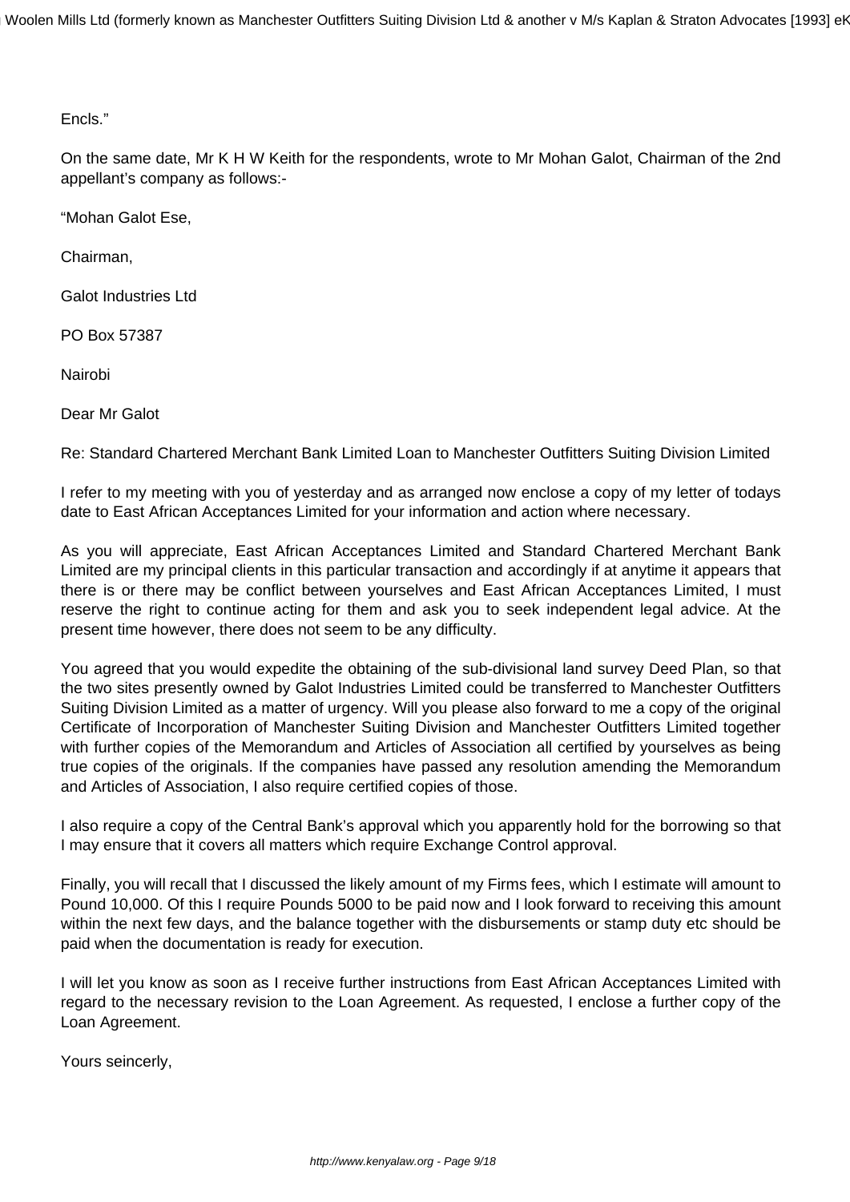Encls."

On the same date, Mr K H W Keith for the respondents, wrote to Mr Mohan Galot, Chairman of the 2nd appellant's company as follows:-

"Mohan Galot Ese,

Chairman,

Galot Industries Ltd

PO Box 57387

Nairobi

Dear Mr Galot

Re: Standard Chartered Merchant Bank Limited Loan to Manchester Outfitters Suiting Division Limited

I refer to my meeting with you of yesterday and as arranged now enclose a copy of my letter of todays date to East African Acceptances Limited for your information and action where necessary.

As you will appreciate, East African Acceptances Limited and Standard Chartered Merchant Bank Limited are my principal clients in this particular transaction and accordingly if at anytime it appears that there is or there may be conflict between yourselves and East African Acceptances Limited, I must reserve the right to continue acting for them and ask you to seek independent legal advice. At the present time however, there does not seem to be any difficulty.

You agreed that you would expedite the obtaining of the sub-divisional land survey Deed Plan, so that the two sites presently owned by Galot Industries Limited could be transferred to Manchester Outfitters Suiting Division Limited as a matter of urgency. Will you please also forward to me a copy of the original Certificate of Incorporation of Manchester Suiting Division and Manchester Outfitters Limited together with further copies of the Memorandum and Articles of Association all certified by yourselves as being true copies of the originals. If the companies have passed any resolution amending the Memorandum and Articles of Association, I also require certified copies of those.

I also require a copy of the Central Bank's approval which you apparently hold for the borrowing so that I may ensure that it covers all matters which require Exchange Control approval.

Finally, you will recall that I discussed the likely amount of my Firms fees, which I estimate will amount to Pound 10,000. Of this I require Pounds 5000 to be paid now and I look forward to receiving this amount within the next few days, and the balance together with the disbursements or stamp duty etc should be paid when the documentation is ready for execution.

I will let you know as soon as I receive further instructions from East African Acceptances Limited with regard to the necessary revision to the Loan Agreement. As requested, I enclose a further copy of the Loan Agreement.

Yours seincerly,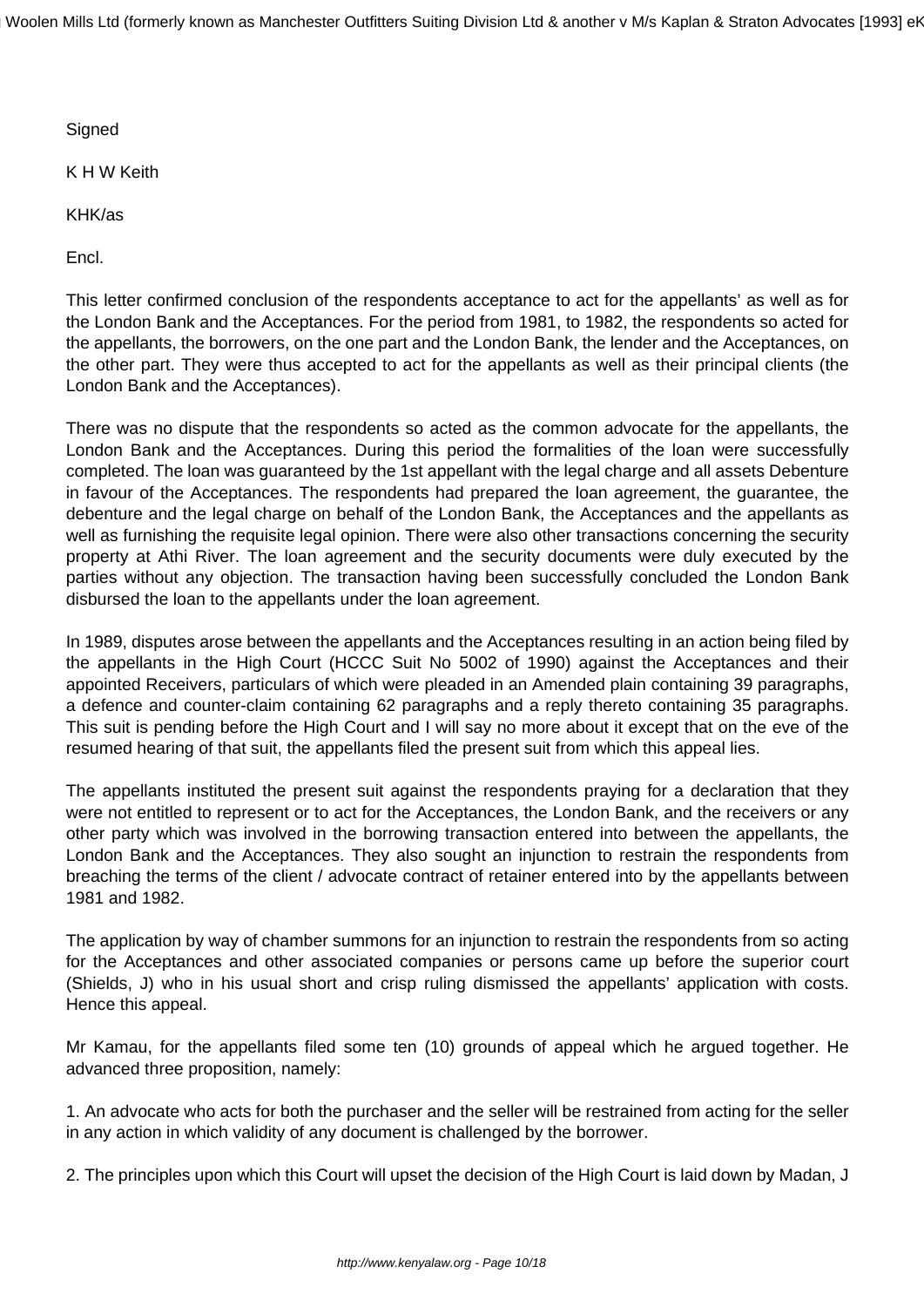Signed

K H W Keith

KHK/as

Encl.

This letter confirmed conclusion of the respondents acceptance to act for the appellants' as well as for the London Bank and the Acceptances. For the period from 1981, to 1982, the respondents so acted for the appellants, the borrowers, on the one part and the London Bank, the lender and the Acceptances, on the other part. They were thus accepted to act for the appellants as well as their principal clients (the London Bank and the Acceptances).

There was no dispute that the respondents so acted as the common advocate for the appellants, the London Bank and the Acceptances. During this period the formalities of the loan were successfully completed. The loan was guaranteed by the 1st appellant with the legal charge and all assets Debenture in favour of the Acceptances. The respondents had prepared the loan agreement, the guarantee, the debenture and the legal charge on behalf of the London Bank, the Acceptances and the appellants as well as furnishing the requisite legal opinion. There were also other transactions concerning the security property at Athi River. The loan agreement and the security documents were duly executed by the parties without any objection. The transaction having been successfully concluded the London Bank disbursed the loan to the appellants under the loan agreement.

In 1989, disputes arose between the appellants and the Acceptances resulting in an action being filed by the appellants in the High Court (HCCC Suit No 5002 of 1990) against the Acceptances and their appointed Receivers, particulars of which were pleaded in an Amended plain containing 39 paragraphs, a defence and counter-claim containing 62 paragraphs and a reply thereto containing 35 paragraphs. This suit is pending before the High Court and I will say no more about it except that on the eve of the resumed hearing of that suit, the appellants filed the present suit from which this appeal lies.

The appellants instituted the present suit against the respondents praying for a declaration that they were not entitled to represent or to act for the Acceptances, the London Bank, and the receivers or any other party which was involved in the borrowing transaction entered into between the appellants, the London Bank and the Acceptances. They also sought an injunction to restrain the respondents from breaching the terms of the client / advocate contract of retainer entered into by the appellants between 1981 and 1982.

The application by way of chamber summons for an injunction to restrain the respondents from so acting for the Acceptances and other associated companies or persons came up before the superior court (Shields, J) who in his usual short and crisp ruling dismissed the appellants' application with costs. Hence this appeal.

Mr Kamau, for the appellants filed some ten (10) grounds of appeal which he argued together. He advanced three proposition, namely:

1. An advocate who acts for both the purchaser and the seller will be restrained from acting for the seller in any action in which validity of any document is challenged by the borrower.

2. The principles upon which this Court will upset the decision of the High Court is laid down by Madan, J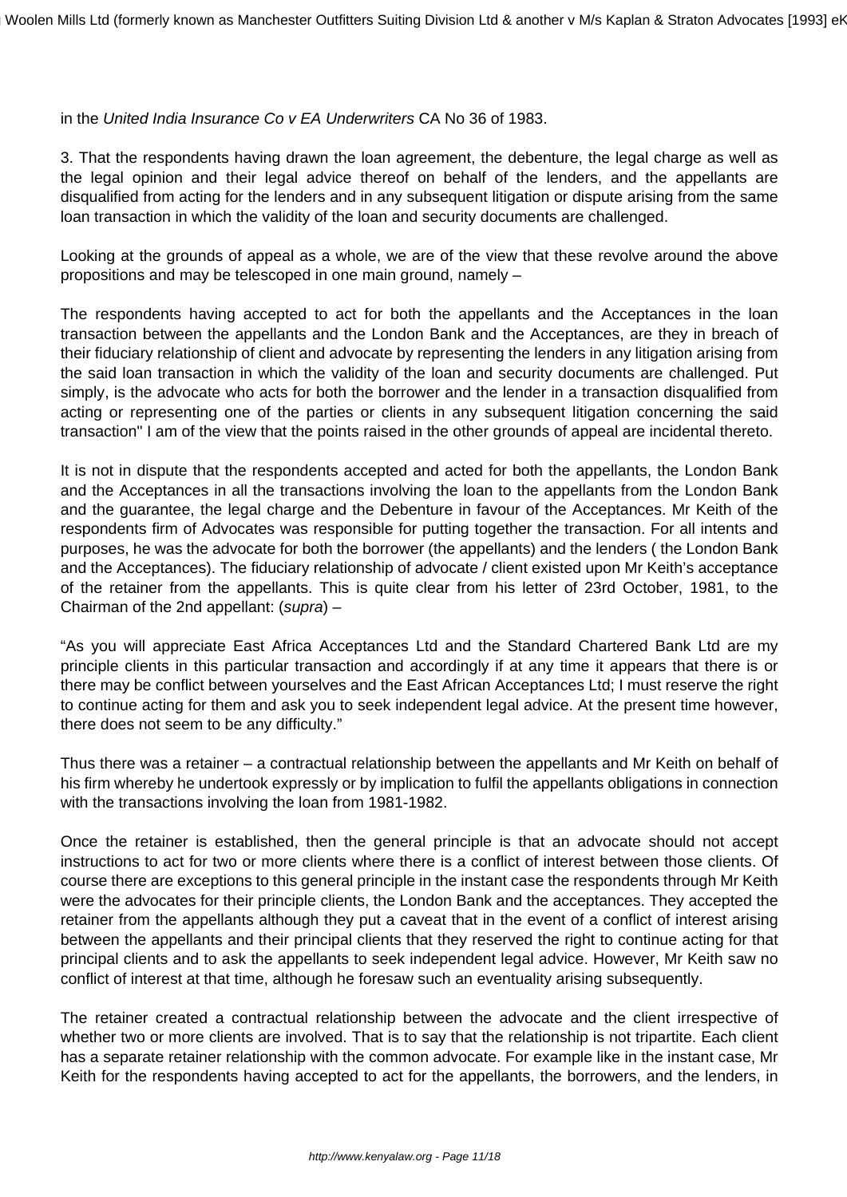in the *United India Insurance Co v EA Underwriters* CA No 36 of 1983.

3. That the respondents having drawn the loan agreement, the debenture, the legal charge as well as the legal opinion and their legal advice thereof on behalf of the lenders, and the appellants are disqualified from acting for the lenders and in any subsequent litigation or dispute arising from the same loan transaction in which the validity of the loan and security documents are challenged.

Looking at the grounds of appeal as a whole, we are of the view that these revolve around the above propositions and may be telescoped in one main ground, namely –

The respondents having accepted to act for both the appellants and the Acceptances in the loan transaction between the appellants and the London Bank and the Acceptances, are they in breach of their fiduciary relationship of client and advocate by representing the lenders in any litigation arising from the said loan transaction in which the validity of the loan and security documents are challenged. Put simply, is the advocate who acts for both the borrower and the lender in a transaction disqualified from acting or representing one of the parties or clients in any subsequent litigation concerning the said transaction" I am of the view that the points raised in the other grounds of appeal are incidental thereto.

It is not in dispute that the respondents accepted and acted for both the appellants, the London Bank and the Acceptances in all the transactions involving the loan to the appellants from the London Bank and the guarantee, the legal charge and the Debenture in favour of the Acceptances. Mr Keith of the respondents firm of Advocates was responsible for putting together the transaction. For all intents and purposes, he was the advocate for both the borrower (the appellants) and the lenders ( the London Bank and the Acceptances). The fiduciary relationship of advocate / client existed upon Mr Keith's acceptance of the retainer from the appellants. This is quite clear from his letter of 23rd October, 1981, to the Chairman of the 2nd appellant: (*supra*) –

"As you will appreciate East Africa Acceptances Ltd and the Standard Chartered Bank Ltd are my principle clients in this particular transaction and accordingly if at any time it appears that there is or there may be conflict between yourselves and the East African Acceptances Ltd; I must reserve the right to continue acting for them and ask you to seek independent legal advice. At the present time however, there does not seem to be any difficulty."

Thus there was a retainer – a contractual relationship between the appellants and Mr Keith on behalf of his firm whereby he undertook expressly or by implication to fulfil the appellants obligations in connection with the transactions involving the loan from 1981-1982.

Once the retainer is established, then the general principle is that an advocate should not accept instructions to act for two or more clients where there is a conflict of interest between those clients. Of course there are exceptions to this general principle in the instant case the respondents through Mr Keith were the advocates for their principle clients, the London Bank and the acceptances. They accepted the retainer from the appellants although they put a caveat that in the event of a conflict of interest arising between the appellants and their principal clients that they reserved the right to continue acting for that principal clients and to ask the appellants to seek independent legal advice. However, Mr Keith saw no conflict of interest at that time, although he foresaw such an eventuality arising subsequently.

The retainer created a contractual relationship between the advocate and the client irrespective of whether two or more clients are involved. That is to say that the relationship is not tripartite. Each client has a separate retainer relationship with the common advocate. For example like in the instant case, Mr Keith for the respondents having accepted to act for the appellants, the borrowers, and the lenders, in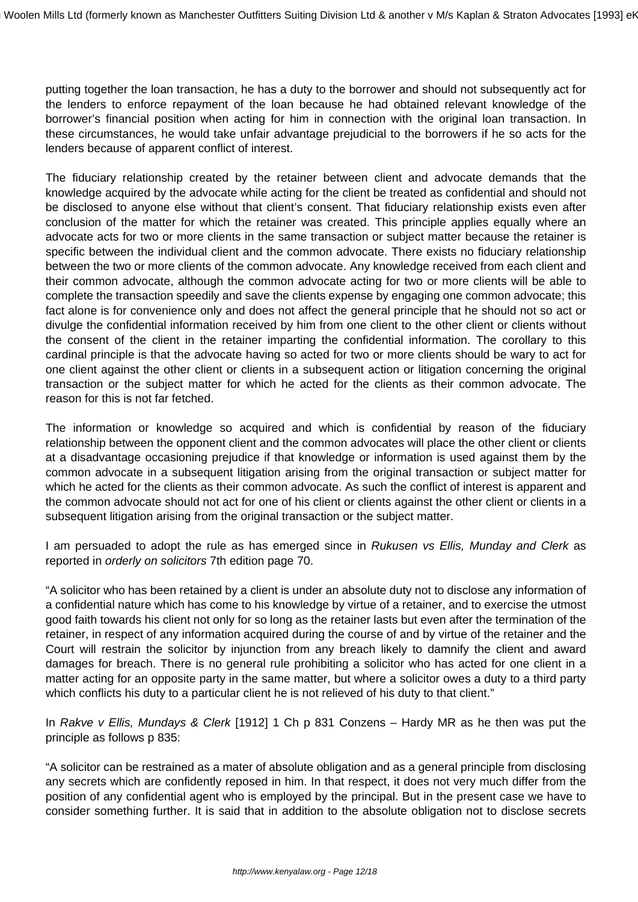putting together the loan transaction, he has a duty to the borrower and should not subsequently act for the lenders to enforce repayment of the loan because he had obtained relevant knowledge of the borrower's financial position when acting for him in connection with the original loan transaction. In these circumstances, he would take unfair advantage prejudicial to the borrowers if he so acts for the lenders because of apparent conflict of interest.

The fiduciary relationship created by the retainer between client and advocate demands that the knowledge acquired by the advocate while acting for the client be treated as confidential and should not be disclosed to anyone else without that client's consent. That fiduciary relationship exists even after conclusion of the matter for which the retainer was created. This principle applies equally where an advocate acts for two or more clients in the same transaction or subject matter because the retainer is specific between the individual client and the common advocate. There exists no fiduciary relationship between the two or more clients of the common advocate. Any knowledge received from each client and their common advocate, although the common advocate acting for two or more clients will be able to complete the transaction speedily and save the clients expense by engaging one common advocate; this fact alone is for convenience only and does not affect the general principle that he should not so act or divulge the confidential information received by him from one client to the other client or clients without the consent of the client in the retainer imparting the confidential information. The corollary to this cardinal principle is that the advocate having so acted for two or more clients should be wary to act for one client against the other client or clients in a subsequent action or litigation concerning the original transaction or the subject matter for which he acted for the clients as their common advocate. The reason for this is not far fetched.

The information or knowledge so acquired and which is confidential by reason of the fiduciary relationship between the opponent client and the common advocates will place the other client or clients at a disadvantage occasioning prejudice if that knowledge or information is used against them by the common advocate in a subsequent litigation arising from the original transaction or subject matter for which he acted for the clients as their common advocate. As such the conflict of interest is apparent and the common advocate should not act for one of his client or clients against the other client or clients in a subsequent litigation arising from the original transaction or the subject matter.

I am persuaded to adopt the rule as has emerged since in *Rukusen vs Ellis, Munday and Clerk* as reported in *orderly on solicitors* 7th edition page 70.

"A solicitor who has been retained by a client is under an absolute duty not to disclose any information of a confidential nature which has come to his knowledge by virtue of a retainer, and to exercise the utmost good faith towards his client not only for so long as the retainer lasts but even after the termination of the retainer, in respect of any information acquired during the course of and by virtue of the retainer and the Court will restrain the solicitor by injunction from any breach likely to damnify the client and award damages for breach. There is no general rule prohibiting a solicitor who has acted for one client in a matter acting for an opposite party in the same matter, but where a solicitor owes a duty to a third party which conflicts his duty to a particular client he is not relieved of his duty to that client."

In *Rakve v Ellis, Mundays & Clerk* [1912] 1 Ch p 831 Conzens – Hardy MR as he then was put the principle as follows p 835:

"A solicitor can be restrained as a mater of absolute obligation and as a general principle from disclosing any secrets which are confidently reposed in him. In that respect, it does not very much differ from the position of any confidential agent who is employed by the principal. But in the present case we have to consider something further. It is said that in addition to the absolute obligation not to disclose secrets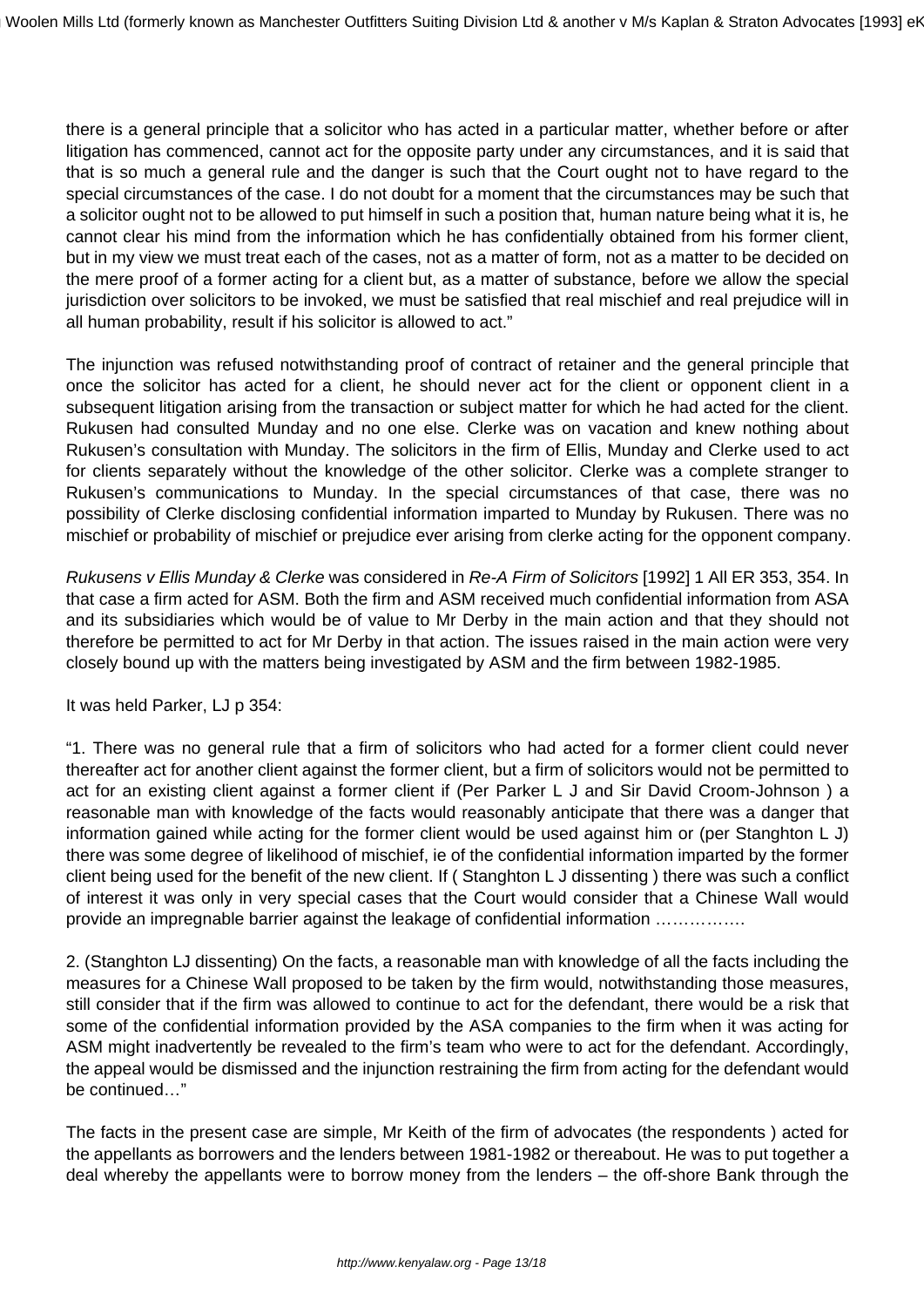there is a general principle that a solicitor who has acted in a particular matter, whether before or after litigation has commenced, cannot act for the opposite party under any circumstances, and it is said that that is so much a general rule and the danger is such that the Court ought not to have regard to the special circumstances of the case. I do not doubt for a moment that the circumstances may be such that a solicitor ought not to be allowed to put himself in such a position that, human nature being what it is, he cannot clear his mind from the information which he has confidentially obtained from his former client, but in my view we must treat each of the cases, not as a matter of form, not as a matter to be decided on the mere proof of a former acting for a client but, as a matter of substance, before we allow the special jurisdiction over solicitors to be invoked, we must be satisfied that real mischief and real prejudice will in all human probability, result if his solicitor is allowed to act."

The injunction was refused notwithstanding proof of contract of retainer and the general principle that once the solicitor has acted for a client, he should never act for the client or opponent client in a subsequent litigation arising from the transaction or subject matter for which he had acted for the client. Rukusen had consulted Munday and no one else. Clerke was on vacation and knew nothing about Rukusen's consultation with Munday. The solicitors in the firm of Ellis, Munday and Clerke used to act for clients separately without the knowledge of the other solicitor. Clerke was a complete stranger to Rukusen's communications to Munday. In the special circumstances of that case, there was no possibility of Clerke disclosing confidential information imparted to Munday by Rukusen. There was no mischief or probability of mischief or prejudice ever arising from clerke acting for the opponent company.

*Rukusens v Ellis Munday & Clerke* was considered in *Re-A Firm of Solicitors* [1992] 1 All ER 353, 354. In that case a firm acted for ASM. Both the firm and ASM received much confidential information from ASA and its subsidiaries which would be of value to Mr Derby in the main action and that they should not therefore be permitted to act for Mr Derby in that action. The issues raised in the main action were very closely bound up with the matters being investigated by ASM and the firm between 1982-1985.

It was held Parker, LJ p 354:

"1. There was no general rule that a firm of solicitors who had acted for a former client could never thereafter act for another client against the former client, but a firm of solicitors would not be permitted to act for an existing client against a former client if (Per Parker L J and Sir David Croom-Johnson ) a reasonable man with knowledge of the facts would reasonably anticipate that there was a danger that information gained while acting for the former client would be used against him or (per Stanghton L J) there was some degree of likelihood of mischief, ie of the confidential information imparted by the former client being used for the benefit of the new client. If ( Stanghton L J dissenting ) there was such a conflict of interest it was only in very special cases that the Court would consider that a Chinese Wall would provide an impregnable barrier against the leakage of confidential information …………….

2. (Stanghton LJ dissenting) On the facts, a reasonable man with knowledge of all the facts including the measures for a Chinese Wall proposed to be taken by the firm would, notwithstanding those measures, still consider that if the firm was allowed to continue to act for the defendant, there would be a risk that some of the confidential information provided by the ASA companies to the firm when it was acting for ASM might inadvertently be revealed to the firm's team who were to act for the defendant. Accordingly, the appeal would be dismissed and the injunction restraining the firm from acting for the defendant would be continued…"

The facts in the present case are simple, Mr Keith of the firm of advocates (the respondents ) acted for the appellants as borrowers and the lenders between 1981-1982 or thereabout. He was to put together a deal whereby the appellants were to borrow money from the lenders – the off-shore Bank through the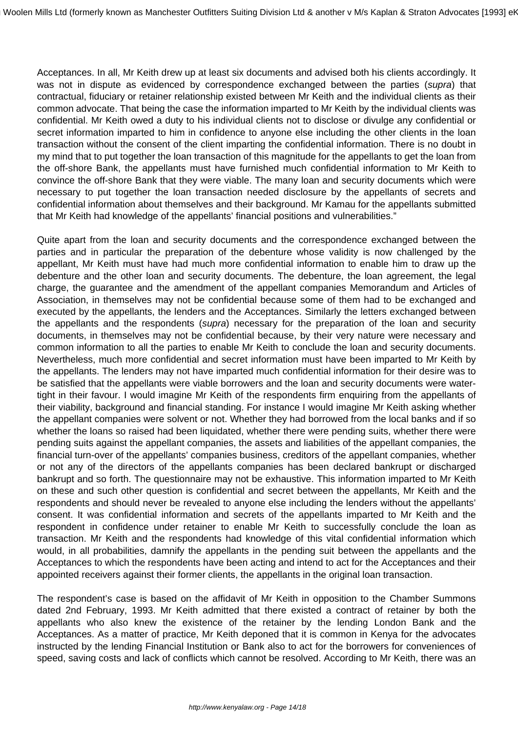Acceptances. In all, Mr Keith drew up at least six documents and advised both his clients accordingly. It was not in dispute as evidenced by correspondence exchanged between the parties (*supra*) that contractual, fiduciary or retainer relationship existed between Mr Keith and the individual clients as their common advocate. That being the case the information imparted to Mr Keith by the individual clients was confidential. Mr Keith owed a duty to his individual clients not to disclose or divulge any confidential or secret information imparted to him in confidence to anyone else including the other clients in the loan transaction without the consent of the client imparting the confidential information. There is no doubt in my mind that to put together the loan transaction of this magnitude for the appellants to get the loan from the off-shore Bank, the appellants must have furnished much confidential information to Mr Keith to convince the off-shore Bank that they were viable. The many loan and security documents which were necessary to put together the loan transaction needed disclosure by the appellants of secrets and confidential information about themselves and their background. Mr Kamau for the appellants submitted that Mr Keith had knowledge of the appellants' financial positions and vulnerabilities."

Quite apart from the loan and security documents and the correspondence exchanged between the parties and in particular the preparation of the debenture whose validity is now challenged by the appellant, Mr Keith must have had much more confidential information to enable him to draw up the debenture and the other loan and security documents. The debenture, the loan agreement, the legal charge, the guarantee and the amendment of the appellant companies Memorandum and Articles of Association, in themselves may not be confidential because some of them had to be exchanged and executed by the appellants, the lenders and the Acceptances. Similarly the letters exchanged between the appellants and the respondents (*supra*) necessary for the preparation of the loan and security documents, in themselves may not be confidential because, by their very nature were necessary and common information to all the parties to enable Mr Keith to conclude the loan and security documents. Nevertheless, much more confidential and secret information must have been imparted to Mr Keith by the appellants. The lenders may not have imparted much confidential information for their desire was to be satisfied that the appellants were viable borrowers and the loan and security documents were water-tight in their favour. I would imagine Mr Keith of the respondents firm enquiring from the appellants of their viability, background and financial standing. For instance I would imagine Mr Keith asking whether the appellant companies were solvent or not. Whether they had borrowed from the local banks and if so whether the loans so raised had been liquidated, whether there were pending suits, whether there were pending suits against the appellant companies, the assets and liabilities of the appellant companies, the financial turn-over of the appellants' companies business, creditors of the appellant companies, whether or not any of the directors of the appellants companies has been declared bankrupt or discharged bankrupt and so forth. The questionnaire may not be exhaustive. This information imparted to Mr Keith on these and such other question is confidential and secret between the appellants, Mr Keith and the respondents and should never be revealed to anyone else including the lenders without the appellants' consent. It was confidential information and secrets of the appellants imparted to Mr Keith and the respondent in confidence under retainer to enable Mr Keith to successfully conclude the loan as transaction. Mr Keith and the respondents had knowledge of this vital confidential information which would, in all probabilities, damnify the appellants in the pending suit between the appellants and the Acceptances to which the respondents have been acting and intend to act for the Acceptances and their appointed receivers against their former clients, the appellants in the original loan transaction.

The respondent's case is based on the affidavit of Mr Keith in opposition to the Chamber Summons dated 2nd February, 1993. Mr Keith admitted that there existed a contract of retainer by both the appellants who also knew the existence of the retainer by the lending London Bank and the Acceptances. As a matter of practice, Mr Keith deponed that it is common in Kenya for the advocates instructed by the lending Financial Institution or Bank also to act for the borrowers for conveniences of speed, saving costs and lack of conflicts which cannot be resolved. According to Mr Keith, there was an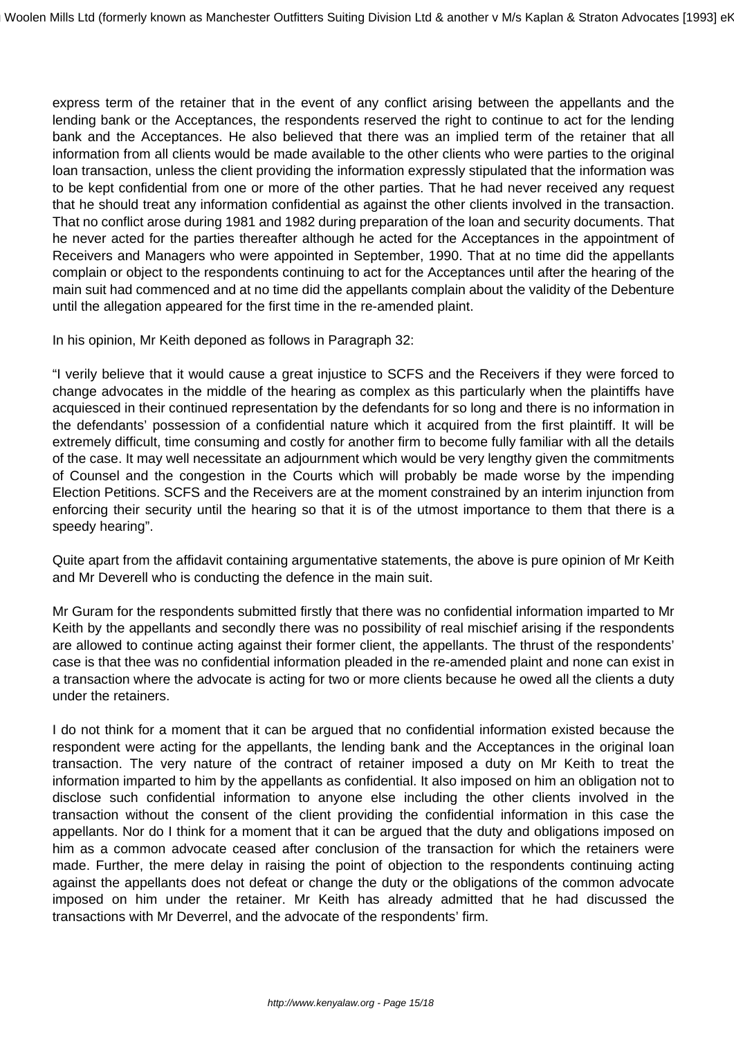express term of the retainer that in the event of any conflict arising between the appellants and the lending bank or the Acceptances, the respondents reserved the right to continue to act for the lending bank and the Acceptances. He also believed that there was an implied term of the retainer that all information from all clients would be made available to the other clients who were parties to the original loan transaction, unless the client providing the information expressly stipulated that the information was to be kept confidential from one or more of the other parties. That he had never received any request that he should treat any information confidential as against the other clients involved in the transaction. That no conflict arose during 1981 and 1982 during preparation of the loan and security documents. That he never acted for the parties thereafter although he acted for the Acceptances in the appointment of Receivers and Managers who were appointed in September, 1990. That at no time did the appellants complain or object to the respondents continuing to act for the Acceptances until after the hearing of the main suit had commenced and at no time did the appellants complain about the validity of the Debenture until the allegation appeared for the first time in the re-amended plaint.

In his opinion, Mr Keith deponed as follows in Paragraph 32:

"I verily believe that it would cause a great injustice to SCFS and the Receivers if they were forced to change advocates in the middle of the hearing as complex as this particularly when the plaintiffs have acquiesced in their continued representation by the defendants for so long and there is no information in the defendants' possession of a confidential nature which it acquired from the first plaintiff. It will be extremely difficult, time consuming and costly for another firm to become fully familiar with all the details of the case. It may well necessitate an adjournment which would be very lengthy given the commitments of Counsel and the congestion in the Courts which will probably be made worse by the impending Election Petitions. SCFS and the Receivers are at the moment constrained by an interim injunction from enforcing their security until the hearing so that it is of the utmost importance to them that there is a speedy hearing".

Quite apart from the affidavit containing argumentative statements, the above is pure opinion of Mr Keith and Mr Deverell who is conducting the defence in the main suit.

Mr Guram for the respondents submitted firstly that there was no confidential information imparted to Mr Keith by the appellants and secondly there was no possibility of real mischief arising if the respondents are allowed to continue acting against their former client, the appellants. The thrust of the respondents' case is that thee was no confidential information pleaded in the re-amended plaint and none can exist in a transaction where the advocate is acting for two or more clients because he owed all the clients a duty under the retainers.

I do not think for a moment that it can be argued that no confidential information existed because the respondent were acting for the appellants, the lending bank and the Acceptances in the original loan transaction. The very nature of the contract of retainer imposed a duty on Mr Keith to treat the information imparted to him by the appellants as confidential. It also imposed on him an obligation not to disclose such confidential information to anyone else including the other clients involved in the transaction without the consent of the client providing the confidential information in this case the appellants. Nor do I think for a moment that it can be argued that the duty and obligations imposed on him as a common advocate ceased after conclusion of the transaction for which the retainers were made. Further, the mere delay in raising the point of objection to the respondents continuing acting against the appellants does not defeat or change the duty or the obligations of the common advocate imposed on him under the retainer. Mr Keith has already admitted that he had discussed the transactions with Mr Deverrel, and the advocate of the respondents' firm.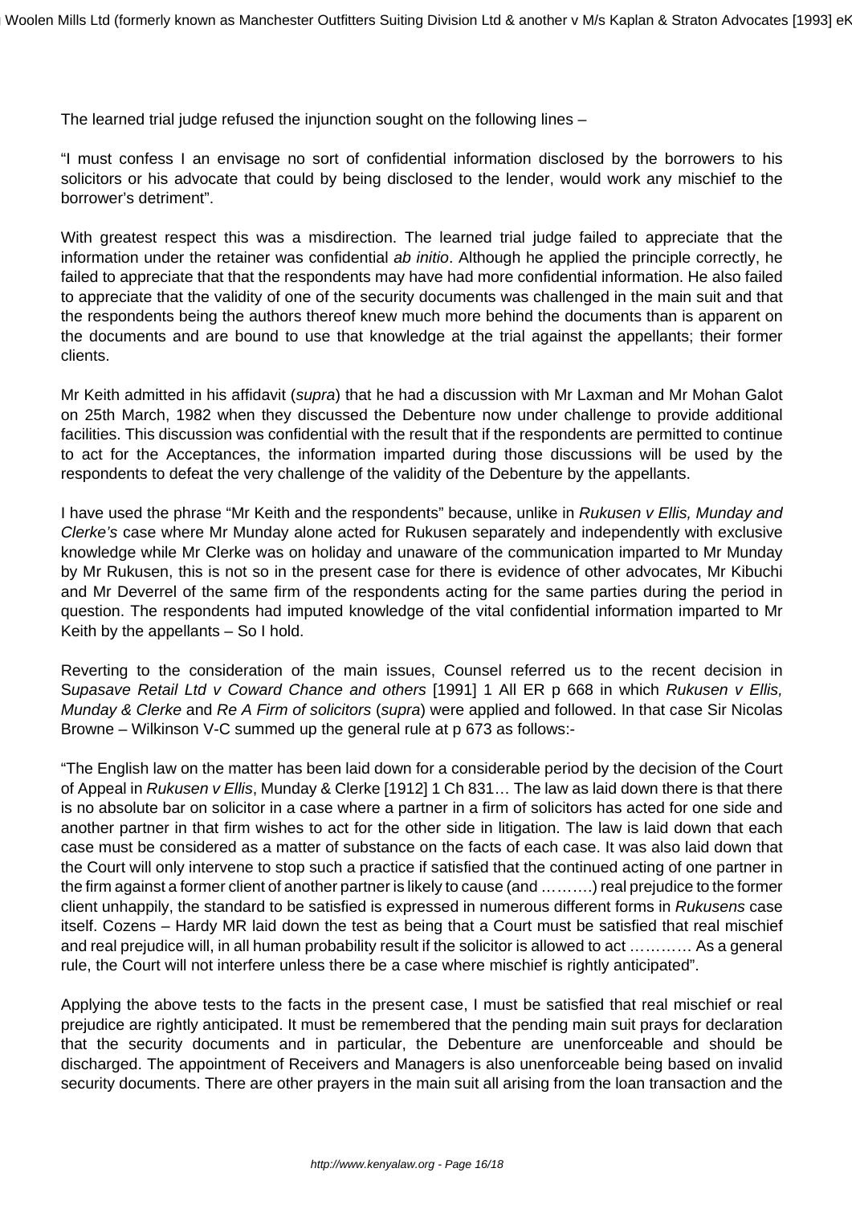The learned trial judge refused the injunction sought on the following lines –

"I must confess I an envisage no sort of confidential information disclosed by the borrowers to his solicitors or his advocate that could by being disclosed to the lender, would work any mischief to the borrower's detriment".

With greatest respect this was a misdirection. The learned trial judge failed to appreciate that the information under the retainer was confidential *ab initio*. Although he applied the principle correctly, he failed to appreciate that that the respondents may have had more confidential information. He also failed to appreciate that the validity of one of the security documents was challenged in the main suit and that the respondents being the authors thereof knew much more behind the documents than is apparent on the documents and are bound to use that knowledge at the trial against the appellants; their former clients.

Mr Keith admitted in his affidavit (*supra*) that he had a discussion with Mr Laxman and Mr Mohan Galot on 25th March, 1982 when they discussed the Debenture now under challenge to provide additional facilities. This discussion was confidential with the result that if the respondents are permitted to continue to act for the Acceptances, the information imparted during those discussions will be used by the respondents to defeat the very challenge of the validity of the Debenture by the appellants.

I have used the phrase "Mr Keith and the respondents" because, unlike in *Rukusen v Ellis, Munday and Clerke's* case where Mr Munday alone acted for Rukusen separately and independently with exclusive knowledge while Mr Clerke was on holiday and unaware of the communication imparted to Mr Munday by Mr Rukusen, this is not so in the present case for there is evidence of other advocates, Mr Kibuchi and Mr Deverrel of the same firm of the respondents acting for the same parties during the period in question. The respondents had imputed knowledge of the vital confidential information imparted to Mr Keith by the appellants – So I hold.

Reverting to the consideration of the main issues, Counsel referred us to the recent decision in S*upasave Retail Ltd v Coward Chance and others* [1991] 1 All ER p 668 in which *Rukusen v Ellis, Munday & Clerke* and *Re A Firm of solicitors* (*supra*) were applied and followed. In that case Sir Nicolas Browne – Wilkinson V-C summed up the general rule at p 673 as follows:-

"The English law on the matter has been laid down for a considerable period by the decision of the Court of Appeal in *Rukusen v Ellis*, Munday & Clerke [1912] 1 Ch 831… The law as laid down there is that there is no absolute bar on solicitor in a case where a partner in a firm of solicitors has acted for one side and another partner in that firm wishes to act for the other side in litigation. The law is laid down that each case must be considered as a matter of substance on the facts of each case. It was also laid down that the Court will only intervene to stop such a practice if satisfied that the continued acting of one partner in the firm against a former client of another partner is likely to cause (and ……….) real prejudice to the former client unhappily, the standard to be satisfied is expressed in numerous different forms in *Rukusens* case itself. Cozens – Hardy MR laid down the test as being that a Court must be satisfied that real mischief and real prejudice will, in all human probability result if the solicitor is allowed to act ………… As a general rule, the Court will not interfere unless there be a case where mischief is rightly anticipated".

Applying the above tests to the facts in the present case, I must be satisfied that real mischief or real prejudice are rightly anticipated. It must be remembered that the pending main suit prays for declaration that the security documents and in particular, the Debenture are unenforceable and should be discharged. The appointment of Receivers and Managers is also unenforceable being based on invalid security documents. There are other prayers in the main suit all arising from the loan transaction and the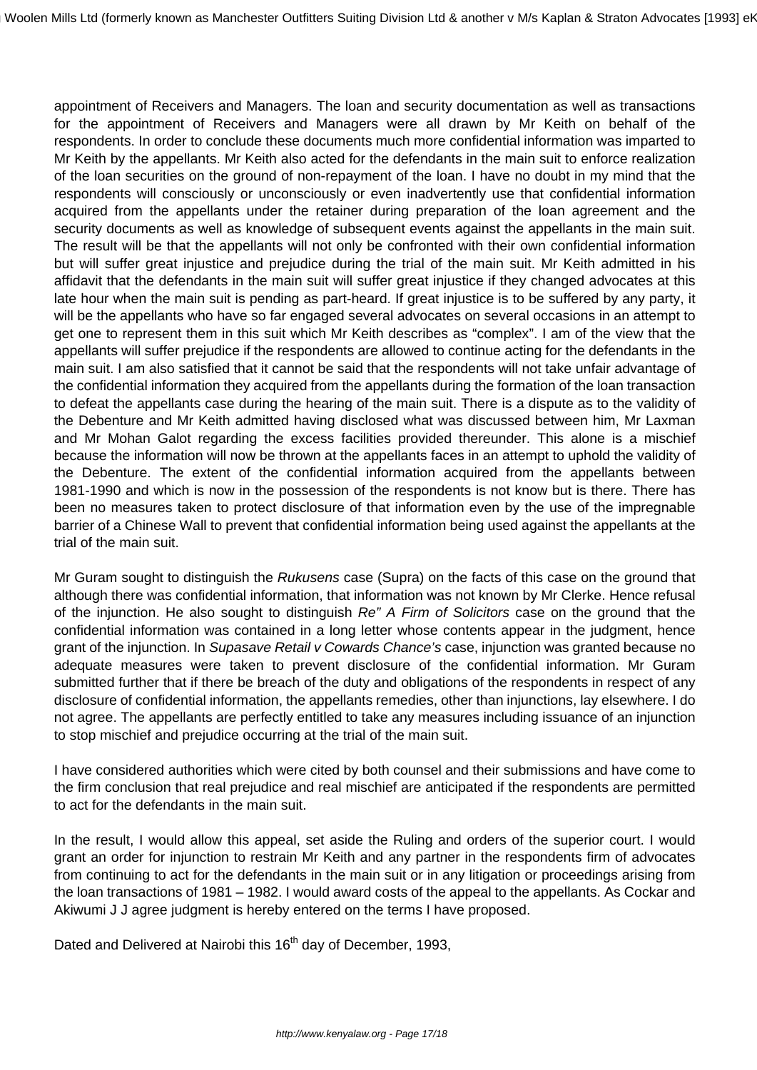appointment of Receivers and Managers. The loan and security documentation as well as transactions for the appointment of Receivers and Managers were all drawn by Mr Keith on behalf of the respondents. In order to conclude these documents much more confidential information was imparted to Mr Keith by the appellants. Mr Keith also acted for the defendants in the main suit to enforce realization of the loan securities on the ground of non-repayment of the loan. I have no doubt in my mind that the respondents will consciously or unconsciously or even inadvertently use that confidential information acquired from the appellants under the retainer during preparation of the loan agreement and the security documents as well as knowledge of subsequent events against the appellants in the main suit. The result will be that the appellants will not only be confronted with their own confidential information but will suffer great injustice and prejudice during the trial of the main suit. Mr Keith admitted in his affidavit that the defendants in the main suit will suffer great injustice if they changed advocates at this late hour when the main suit is pending as part-heard. If great injustice is to be suffered by any party, it will be the appellants who have so far engaged several advocates on several occasions in an attempt to get one to represent them in this suit which Mr Keith describes as "complex". I am of the view that the appellants will suffer prejudice if the respondents are allowed to continue acting for the defendants in the main suit. I am also satisfied that it cannot be said that the respondents will not take unfair advantage of the confidential information they acquired from the appellants during the formation of the loan transaction to defeat the appellants case during the hearing of the main suit. There is a dispute as to the validity of the Debenture and Mr Keith admitted having disclosed what was discussed between him, Mr Laxman and Mr Mohan Galot regarding the excess facilities provided thereunder. This alone is a mischief because the information will now be thrown at the appellants faces in an attempt to uphold the validity of the Debenture. The extent of the confidential information acquired from the appellants between 1981-1990 and which is now in the possession of the respondents is not know but is there. There has been no measures taken to protect disclosure of that information even by the use of the impregnable barrier of a Chinese Wall to prevent that confidential information being used against the appellants at the trial of the main suit.

Mr Guram sought to distinguish the *Rukusens* case (Supra) on the facts of this case on the ground that although there was confidential information, that information was not known by Mr Clerke. Hence refusal of the injunction. He also sought to distinguish *Re" A Firm of Solicitors* case on the ground that the confidential information was contained in a long letter whose contents appear in the judgment, hence grant of the injunction. In *Supasave Retail v Cowards Chance's* case, injunction was granted because no adequate measures were taken to prevent disclosure of the confidential information. Mr Guram submitted further that if there be breach of the duty and obligations of the respondents in respect of any disclosure of confidential information, the appellants remedies, other than injunctions, lay elsewhere. I do not agree. The appellants are perfectly entitled to take any measures including issuance of an injunction to stop mischief and prejudice occurring at the trial of the main suit.

I have considered authorities which were cited by both counsel and their submissions and have come to the firm conclusion that real prejudice and real mischief are anticipated if the respondents are permitted to act for the defendants in the main suit.

In the result, I would allow this appeal, set aside the Ruling and orders of the superior court. I would grant an order for injunction to restrain Mr Keith and any partner in the respondents firm of advocates from continuing to act for the defendants in the main suit or in any litigation or proceedings arising from the loan transactions of 1981 – 1982. I would award costs of the appeal to the appellants. As Cockar and Akiwumi J J agree judgment is hereby entered on the terms I have proposed.

Dated and Delivered at Nairobi this 16th day of December, 1993,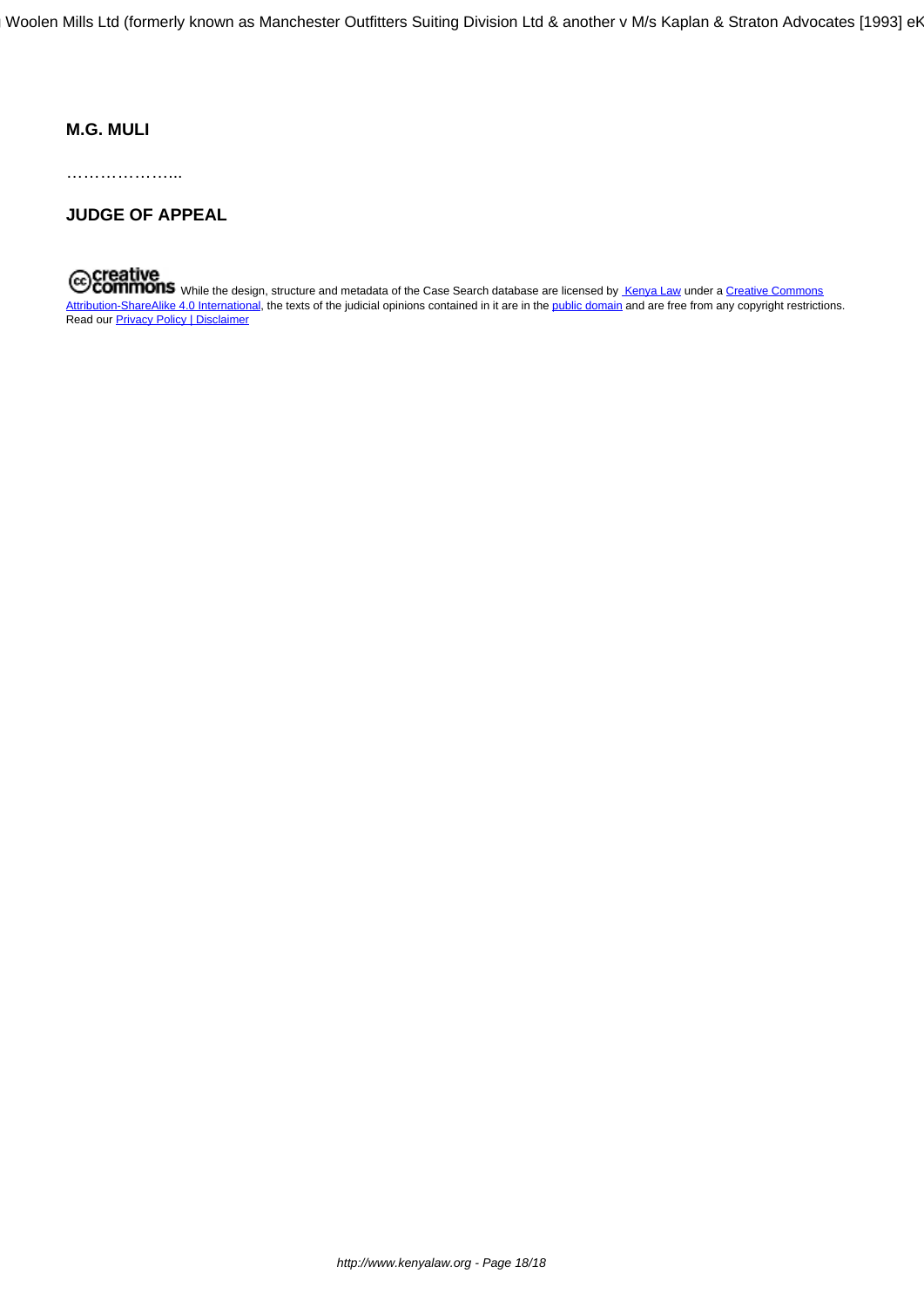**M.G. MULI**

………………..

**JUDGE OF APPEAL**

While the design, structure and metadata of the Case Search database are licensed by Kenya Law under a Creative Commons Attribution-ShareAlike 4.0 International, the texts of the judicial opinions contained in it are in the public domain and are free from any copyright restrictions. Read our Privacy Policy | Disclaimer